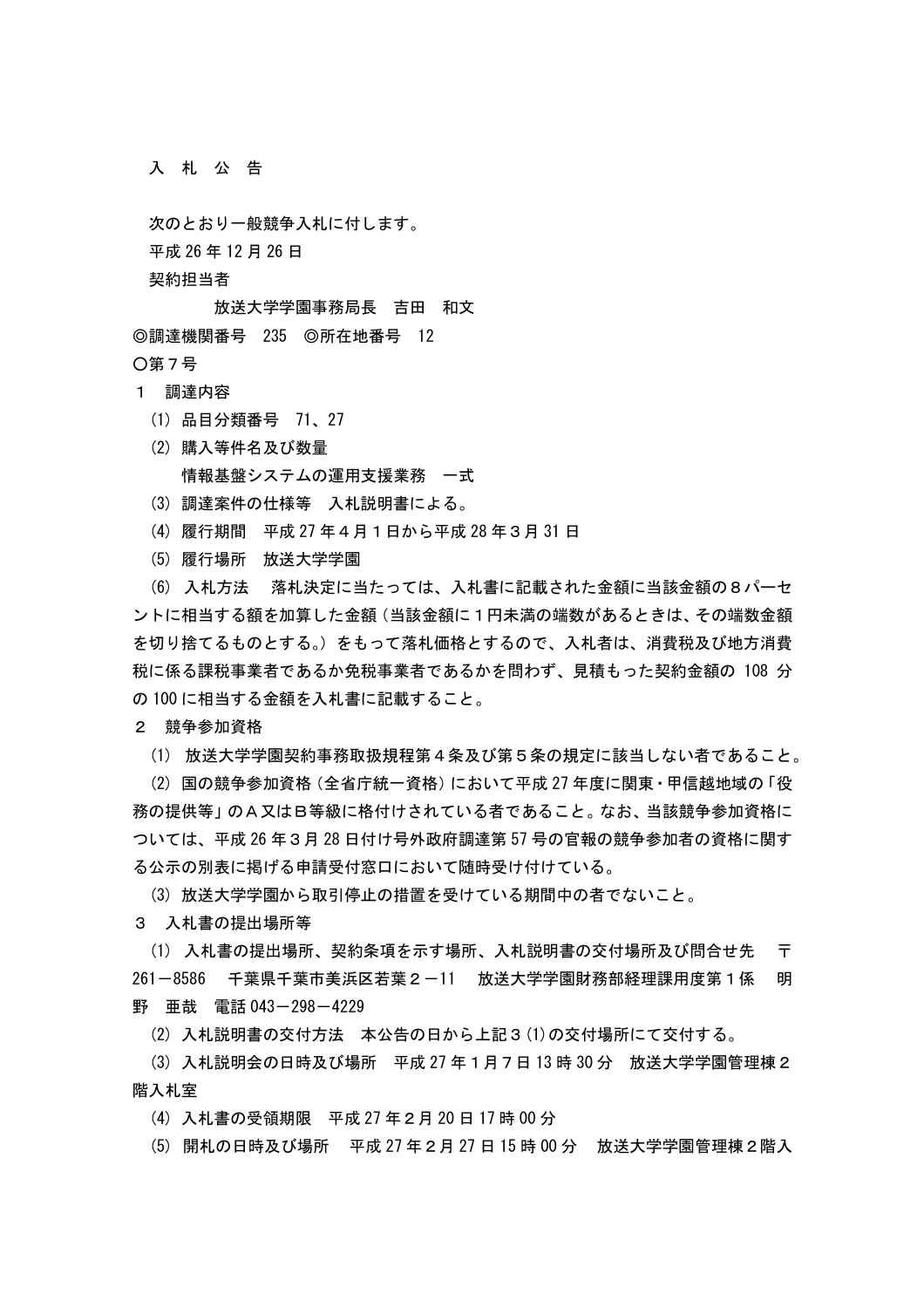入　札　公　告

次のとおり一般競争入札に付します。

平成 26 年 12 月 26 日

契約担当者

放送大学学園事務局長　吉田　和文

◎調達機関番号　235　◎所在地番号　12

○第７号

１　調達内容

(1) 品目分類番号　71、27

(2) 購入等件名及び数量

情報基盤システムの運用支援業務　一式

(3) 調達案件の仕様等　入札説明書による。

(4) 履行期間　平成 27 年４月１日から平成 28 年３月 31 日

(5) 履行場所　放送大学学園

(6) 入札方法　落札決定に当たっては、入札書に記載された金額に当該金額の８パーセントに相当する額を加算した金額（当該金額に１円未満の端数があるときは、その端数金額を切り捨てるものとする。）をもって落札価格とするので、入札者は、消費税及び地方消費税に係る課税事業者であるか免税事業者であるかを問わず、見積もった契約金額の 108 分の 100 に相当する金額を入札書に記載すること。

２　競争参加資格

(1) 放送大学学園契約事務取扱規程第４条及び第５条の規定に該当しない者であること。

(2) 国の競争参加資格（全省庁統一資格）において平成 27 年度に関東・甲信越地域の「役務の提供等」のＡ又はＢ等級に格付けされている者であること。なお、当該競争参加資格については、平成 26 年３月 28 日付け号外政府調達第 57 号の官報の競争参加者の資格に関する公示の別表に掲げる申請受付窓口において随時受け付けている。

(3) 放送大学学園から取引停止の措置を受けている期間中の者でないこと。

３　入札書の提出場所等

(1) 入札書の提出場所、契約条項を示す場所、入札説明書の交付場所及び問合せ先　〒 261－8586　千葉県千葉市美浜区若葉２－11　放送大学学園財務部経理課用度第１係　明野　亜哉　電話 043－298－4229

(2) 入札説明書の交付方法　本公告の日から上記３(1)の交付場所にて交付する。

(3) 入札説明会の日時及び場所　平成 27 年１月７日 13 時 30 分　放送大学学園管理棟２階入札室

(4) 入札書の受領期限　平成 27 年２月 20 日 17 時 00 分

(5) 開札の日時及び場所　平成 27 年２月 27 日 15 時 00 分　放送大学学園管理棟２階入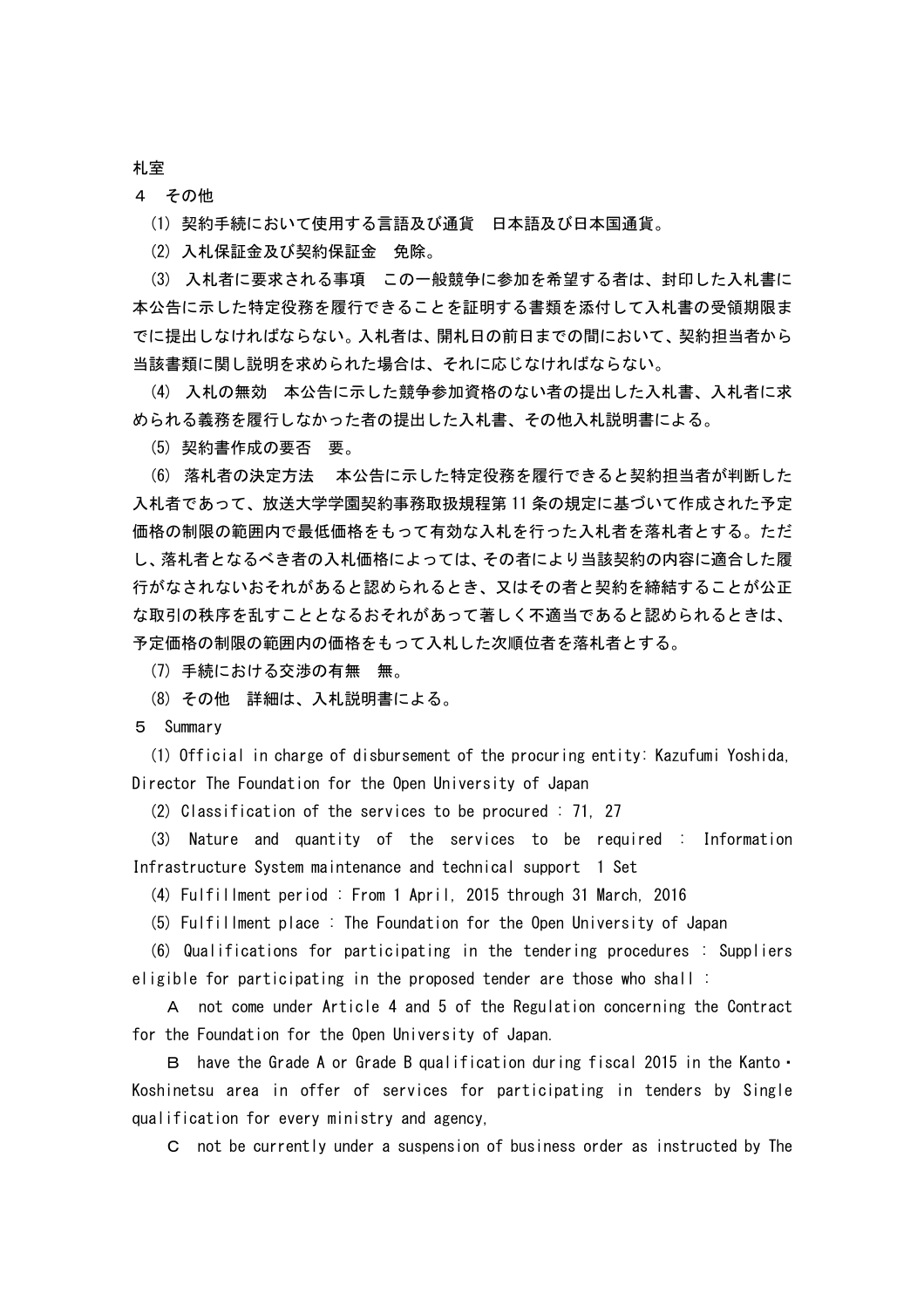札室

４　その他

(1) 契約手続において使用する言語及び通貨　日本語及び日本国通貨。

(2) 入札保証金及び契約保証金　免除。

(3) 入札者に要求される事項　この一般競争に参加を希望する者は、封印した入札書に本公告に示した特定役務を履行できることを証明する書類を添付して入札書の受領期限までに提出しなければならない。入札者は、開札日の前日までの間において、契約担当者から当該書類に関し説明を求められた場合は、それに応じなければならない。

(4) 入札の無効　本公告に示した競争参加資格のない者の提出した入札書、入札者に求められる義務を履行しなかった者の提出した入札書、その他入札説明書による。

(5) 契約書作成の要否　要。

(6) 落札者の決定方法　本公告に示した特定役務を履行できると契約担当者が判断した入札者であって、放送大学学園契約事務取扱規程第11条の規定に基づいて作成された予定価格の制限の範囲内で最低価格をもって有効な入札を行った入札者を落札者とする。ただし、落札者となるべき者の入札価格によっては、その者により当該契約の内容に適合した履行がなされないおそれがあると認められるとき、又はその者と契約を締結することが公正な取引の秩序を乱すこととなるおそれがあって著しく不適当であると認められるときは、予定価格の制限の範囲内の価格をもって入札した次順位者を落札者とする。

(7) 手続における交渉の有無　無。

(8) その他　詳細は、入札説明書による。

５　Summary

(1) Official in charge of disbursement of the procuring entity: Kazufumi Yoshida, Director The Foundation for the Open University of Japan

(2) Classification of the services to be procured : 71, 27

(3) Nature and quantity of the services to be required : Information Infrastructure System maintenance and technical support 1 Set

(4) Fulfillment period : From 1 April, 2015 through 31 March, 2016

(5) Fulfillment place : The Foundation for the Open University of Japan

(6) Qualifications for participating in the tendering procedures : Suppliers eligible for participating in the proposed tender are those who shall :

Ａ not come under Article 4 and 5 of the Regulation concerning the Contract for the Foundation for the Open University of Japan.

Ｂ have the Grade A or Grade B qualification during fiscal 2015 in the Kanto・Koshinetsu area in offer of services for participating in tenders by Single qualification for every ministry and agency,

Ｃ not be currently under a suspension of business order as instructed by The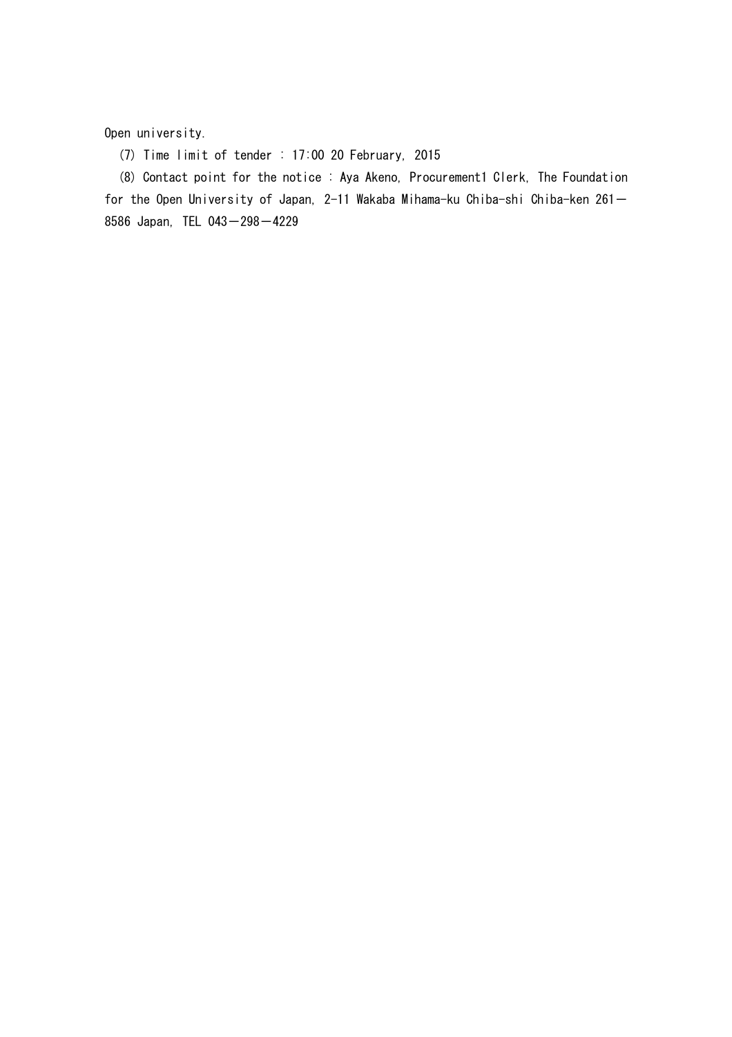Open university.

(7) Time limit of tender : 17:00 20 February, 2015

(8) Contact point for the notice : Aya Akeno, Procurement1 Clerk, The Foundation for the Open University of Japan, 2-11 Wakaba Mihama-ku Chiba-shi Chiba-ken 261－8586 Japan, TEL 043－298－4229